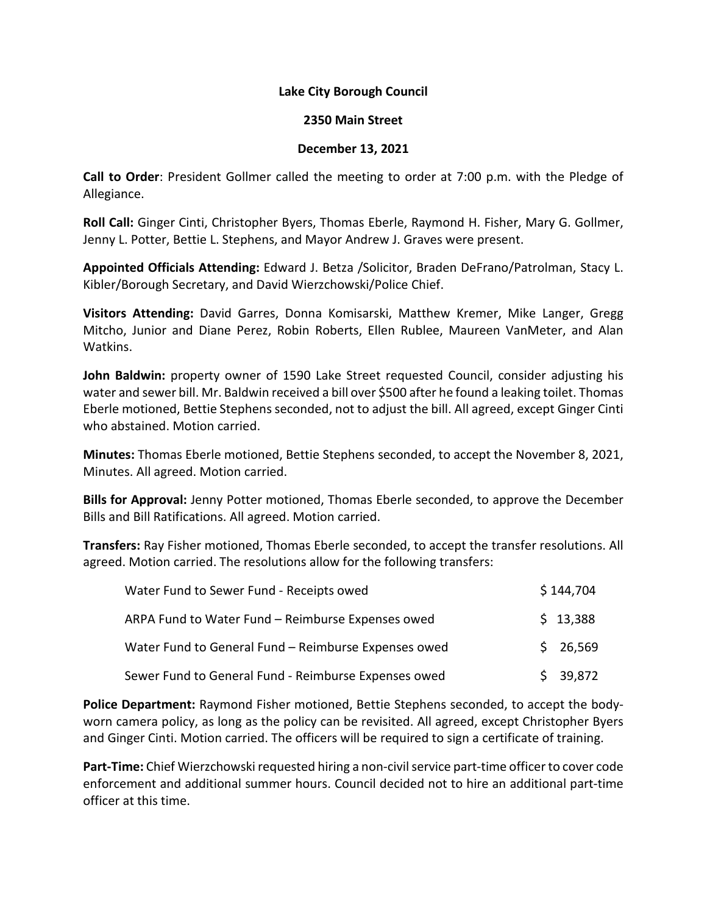**Lake City Borough Council**

**2350 Main Street**

**December 13, 2021**

**Call to Order**: President Gollmer called the meeting to order at 7:00 p.m. with the Pledge of Allegiance.

**Roll Call:** Ginger Cinti, Christopher Byers, Thomas Eberle, Raymond H. Fisher, Mary G. Gollmer, Jenny L. Potter, Bettie L. Stephens, and Mayor Andrew J. Graves were present.

**Appointed Officials Attending:** Edward J. Betza /Solicitor, Braden DeFrano/Patrolman, Stacy L. Kibler/Borough Secretary, and David Wierzchowski/Police Chief.

**Visitors Attending:** David Garres, Donna Komisarski, Matthew Kremer, Mike Langer, Gregg Mitcho, Junior and Diane Perez, Robin Roberts, Ellen Rublee, Maureen VanMeter, and Alan Watkins.

**John Baldwin:** property owner of 1590 Lake Street requested Council, consider adjusting his water and sewer bill. Mr. Baldwin received a bill over $500 after he found a leaking toilet. Thomas Eberle motioned, Bettie Stephens seconded, not to adjust the bill. All agreed, except Ginger Cinti who abstained. Motion carried.

**Minutes:** Thomas Eberle motioned, Bettie Stephens seconded, to accept the November 8, 2021, Minutes. All agreed. Motion carried.

**Bills for Approval:** Jenny Potter motioned, Thomas Eberle seconded, to approve the December Bills and Bill Ratifications. All agreed. Motion carried.

**Transfers:** Ray Fisher motioned, Thomas Eberle seconded, to accept the transfer resolutions. All agreed. Motion carried. The resolutions allow for the following transfers:

| | |
|---|---|
| Water Fund to Sewer Fund - Receipts owed | $ 144,704 |
| ARPA Fund to Water Fund – Reimburse Expenses owed | $ 13,388 |
| Water Fund to General Fund – Reimburse Expenses owed | $ 26,569 |
| Sewer Fund to General Fund - Reimburse Expenses owed | $ 39,872 |

**Police Department:** Raymond Fisher motioned, Bettie Stephens seconded, to accept the body-worn camera policy, as long as the policy can be revisited. All agreed, except Christopher Byers and Ginger Cinti. Motion carried. The officers will be required to sign a certificate of training.

**Part-Time:** Chief Wierzchowski requested hiring a non-civil service part-time officer to cover code enforcement and additional summer hours. Council decided not to hire an additional part-time officer at this time.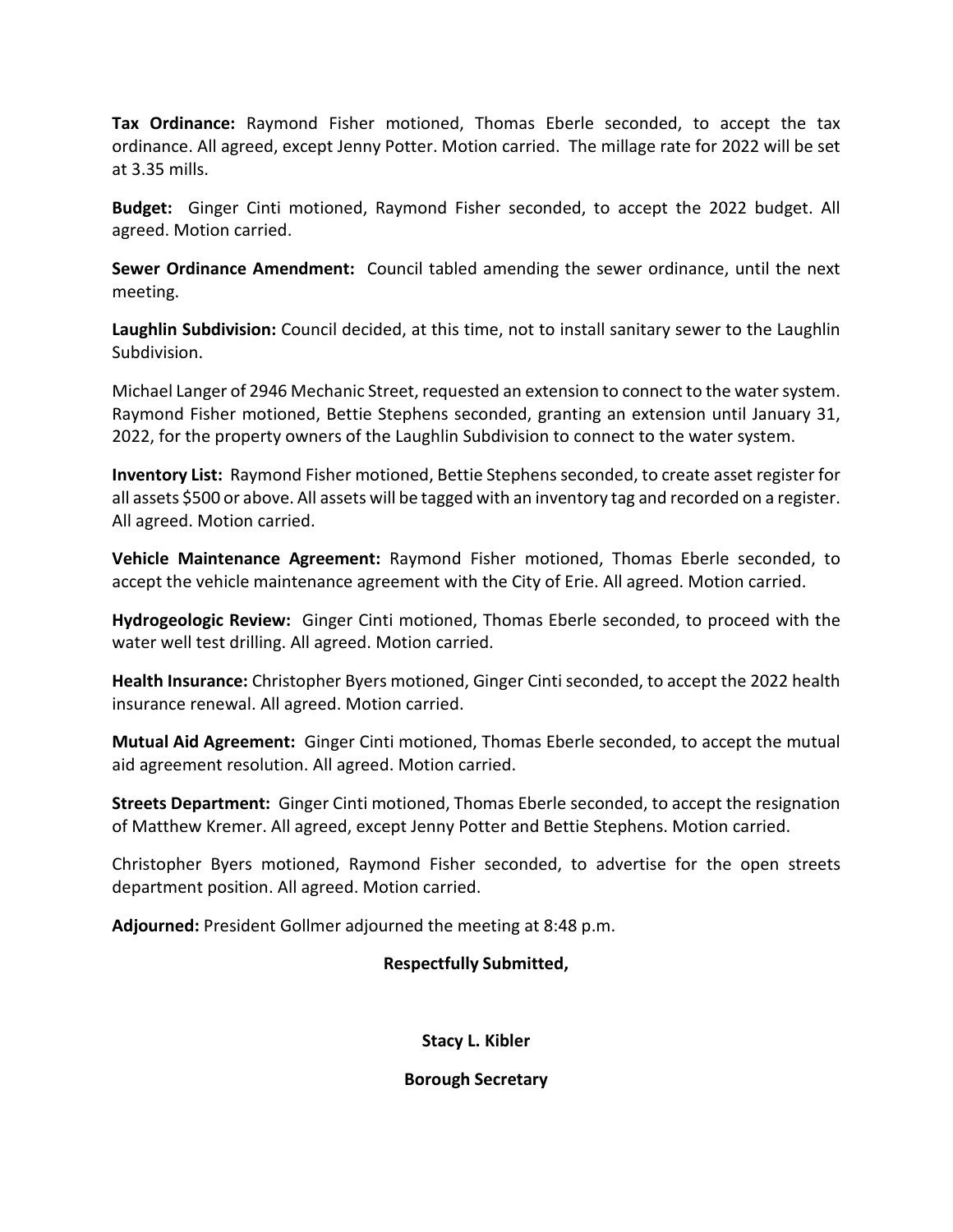**Tax Ordinance:** Raymond Fisher motioned, Thomas Eberle seconded, to accept the tax ordinance. All agreed, except Jenny Potter. Motion carried. The millage rate for 2022 will be set at 3.35 mills.

**Budget:** Ginger Cinti motioned, Raymond Fisher seconded, to accept the 2022 budget. All agreed. Motion carried.

**Sewer Ordinance Amendment:** Council tabled amending the sewer ordinance, until the next meeting.

**Laughlin Subdivision:** Council decided, at this time, not to install sanitary sewer to the Laughlin Subdivision.

Michael Langer of 2946 Mechanic Street, requested an extension to connect to the water system. Raymond Fisher motioned, Bettie Stephens seconded, granting an extension until January 31, 2022, for the property owners of the Laughlin Subdivision to connect to the water system.

**Inventory List:** Raymond Fisher motioned, Bettie Stephens seconded, to create asset register for all assets $500 or above. All assets will be tagged with an inventory tag and recorded on a register. All agreed. Motion carried.

**Vehicle Maintenance Agreement:** Raymond Fisher motioned, Thomas Eberle seconded, to accept the vehicle maintenance agreement with the City of Erie. All agreed. Motion carried.

**Hydrogeologic Review:** Ginger Cinti motioned, Thomas Eberle seconded, to proceed with the water well test drilling. All agreed. Motion carried.

**Health Insurance:** Christopher Byers motioned, Ginger Cinti seconded, to accept the 2022 health insurance renewal. All agreed. Motion carried.

**Mutual Aid Agreement:** Ginger Cinti motioned, Thomas Eberle seconded, to accept the mutual aid agreement resolution. All agreed. Motion carried.

**Streets Department:** Ginger Cinti motioned, Thomas Eberle seconded, to accept the resignation of Matthew Kremer. All agreed, except Jenny Potter and Bettie Stephens. Motion carried.

Christopher Byers motioned, Raymond Fisher seconded, to advertise for the open streets department position. All agreed. Motion carried.

**Adjourned:** President Gollmer adjourned the meeting at 8:48 p.m.

**Respectfully Submitted,**

**Stacy L. Kibler**

**Borough Secretary**